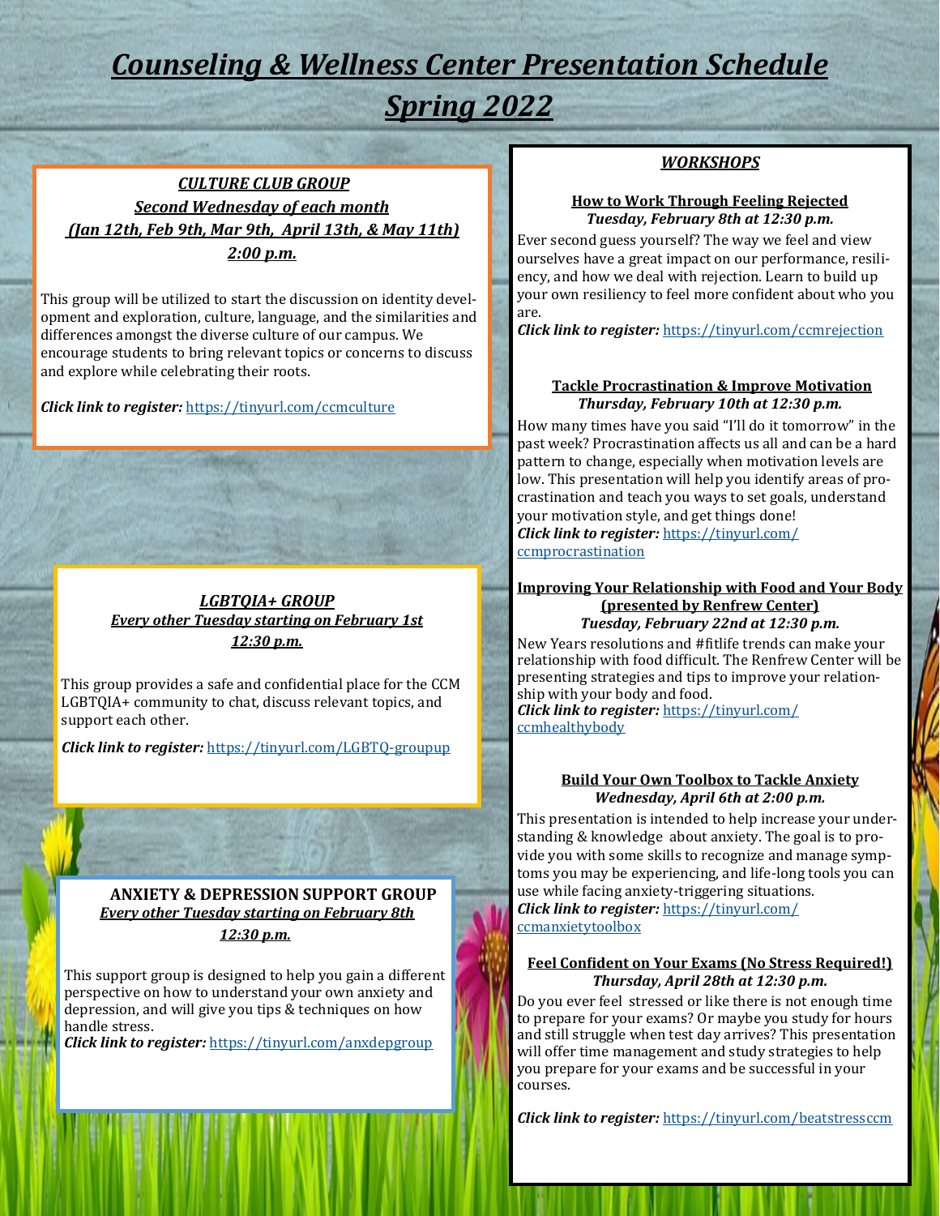# *Counseling & Wellness Center Presentation Schedule*

# *Spring 2022*

## *CULTURE CLUB GROUP*

***Second Wednesday of each month***

***(Jan 12th, Feb 9th, Mar 9th, April 13th, & May 11th)***

***2:00 p.m.***

This group will be utilized to start the discussion on identity development and exploration, culture, language, and the similarities and differences amongst the diverse culture of our campus. We encourage students to bring relevant topics or concerns to discuss and explore while celebrating their roots.

***Click link to register:*** https://tinyurl.com/ccmculture

## *LGBTQIA+ GROUP*

***Every other Tuesday starting on February 1st***

***12:30 p.m.***

This group provides a safe and confidential place for the CCM LGBTQIA+ community to chat, discuss relevant topics, and support each other.

***Click link to register:*** https://tinyurl.com/LGBTQ-groupup

## ANXIETY & DEPRESSION SUPPORT GROUP

***Every other Tuesday starting on February 8th***

***12:30 p.m.***

This support group is designed to help you gain a different perspective on how to understand your own anxiety and depression, and will give you tips & techniques on how handle stress.

***Click link to register:*** https://tinyurl.com/anxdepgroup

## *WORKSHOPS*

### How to Work Through Feeling Rejected

***Tuesday, February 8th at 12:30 p.m.***

Ever second guess yourself? The way we feel and view ourselves have a great impact on our performance, resiliency, and how we deal with rejection. Learn to build up your own resiliency to feel more confident about who you are.

***Click link to register:*** https://tinyurl.com/ccmrejection

### Tackle Procrastination & Improve Motivation

***Thursday, February 10th at 12:30 p.m.***

How many times have you said "I'll do it tomorrow" in the past week? Procrastination affects us all and can be a hard pattern to change, especially when motivation levels are low. This presentation will help you identify areas of procrastination and teach you ways to set goals, understand your motivation style, and get things done!

***Click link to register:*** https://tinyurl.com/ccmprocrastination

### Improving Your Relationship with Food and Your Body (presented by Renfrew Center)

***Tuesday, February 22nd at 12:30 p.m.***

New Years resolutions and #fitlife trends can make your relationship with food difficult. The Renfrew Center will be presenting strategies and tips to improve your relationship with your body and food.

***Click link to register:*** https://tinyurl.com/ccmhealthybody

### Build Your Own Toolbox to Tackle Anxiety

***Wednesday, April 6th at 2:00 p.m.***

This presentation is intended to help increase your understanding & knowledge about anxiety. The goal is to provide you with some skills to recognize and manage symptoms you may be experiencing, and life-long tools you can use while facing anxiety-triggering situations.

***Click link to register:*** https://tinyurl.com/ccmanxietytoolbox

### Feel Confident on Your Exams (No Stress Required!)

***Thursday, April 28th at 12:30 p.m.***

Do you ever feel stressed or like there is not enough time to prepare for your exams? Or maybe you study for hours and still struggle when test day arrives? This presentation will offer time management and study strategies to help you prepare for your exams and be successful in your courses.

***Click link to register:*** https://tinyurl.com/beatstressccm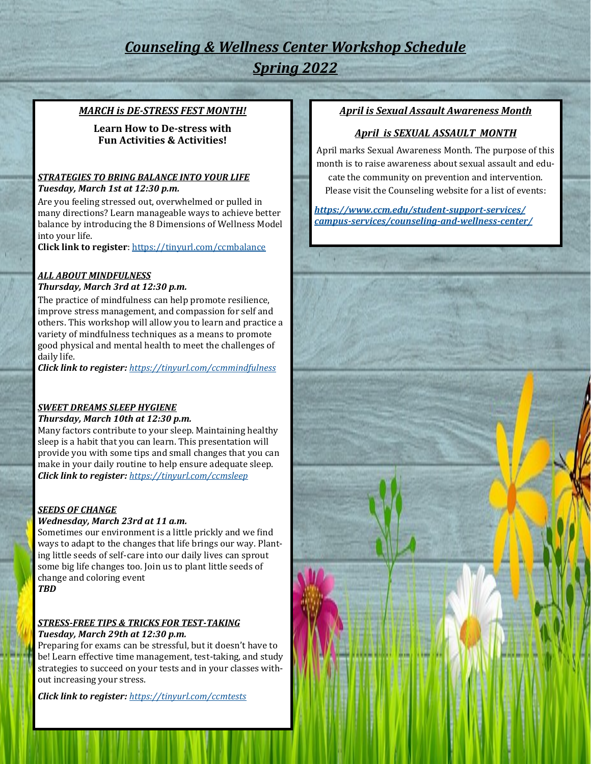# *Counseling & Wellness Center Workshop Schedule*

# *Spring 2022*

## *MARCH is DE-STRESS FEST MONTH!*

**Learn How to De-stress with Fun Activities & Activities!**

### *STRATEGIES TO BRING BALANCE INTO YOUR LIFE*

***Tuesday, March 1st at 12:30 p.m.***

Are you feeling stressed out, overwhelmed or pulled in many directions? Learn manageable ways to achieve better balance by introducing the 8 Dimensions of Wellness Model into your life.

**Click link to register**: https://tinyurl.com/ccmbalance

### *ALL ABOUT MINDFULNESS*

***Thursday, March 3rd at 12:30 p.m.***

The practice of mindfulness can help promote resilience, improve stress management, and compassion for self and others. This workshop will allow you to learn and practice a variety of mindfulness techniques as a means to promote good physical and mental health to meet the challenges of daily life.

***Click link to register:*** *https://tinyurl.com/ccmmindfulness*

### *SWEET DREAMS SLEEP HYGIENE*

***Thursday, March 10th at 12:30 p.m.***

Many factors contribute to your sleep. Maintaining healthy sleep is a habit that you can learn. This presentation will provide you with some tips and small changes that you can make in your daily routine to help ensure adequate sleep.

***Click link to register:*** *https://tinyurl.com/ccmsleep*

### *SEEDS OF CHANGE*

***Wednesday, March 23rd at 11 a.m.***

Sometimes our environment is a little prickly and we find ways to adapt to the changes that life brings our way. Planting little seeds of self-care into our daily lives can sprout some big life changes too. Join us to plant little seeds of change and coloring event

***TBD***

### *STRESS-FREE TIPS & TRICKS FOR TEST-TAKING*

***Tuesday, March 29th at 12:30 p.m.***

Preparing for exams can be stressful, but it doesn't have to be! Learn effective time management, test-taking, and study strategies to succeed on your tests and in your classes without increasing your stress.

***Click link to register:*** *https://tinyurl.com/ccmtests*

## *April is Sexual Assault Awareness Month*

### *April is SEXUAL ASSAULT MONTH*

April marks Sexual Awareness Month. The purpose of this month is to raise awareness about sexual assault and educate the community on prevention and intervention. Please visit the Counseling website for a list of events:

***https://www.ccm.edu/student-support-services/campus-services/counseling-and-wellness-center/***